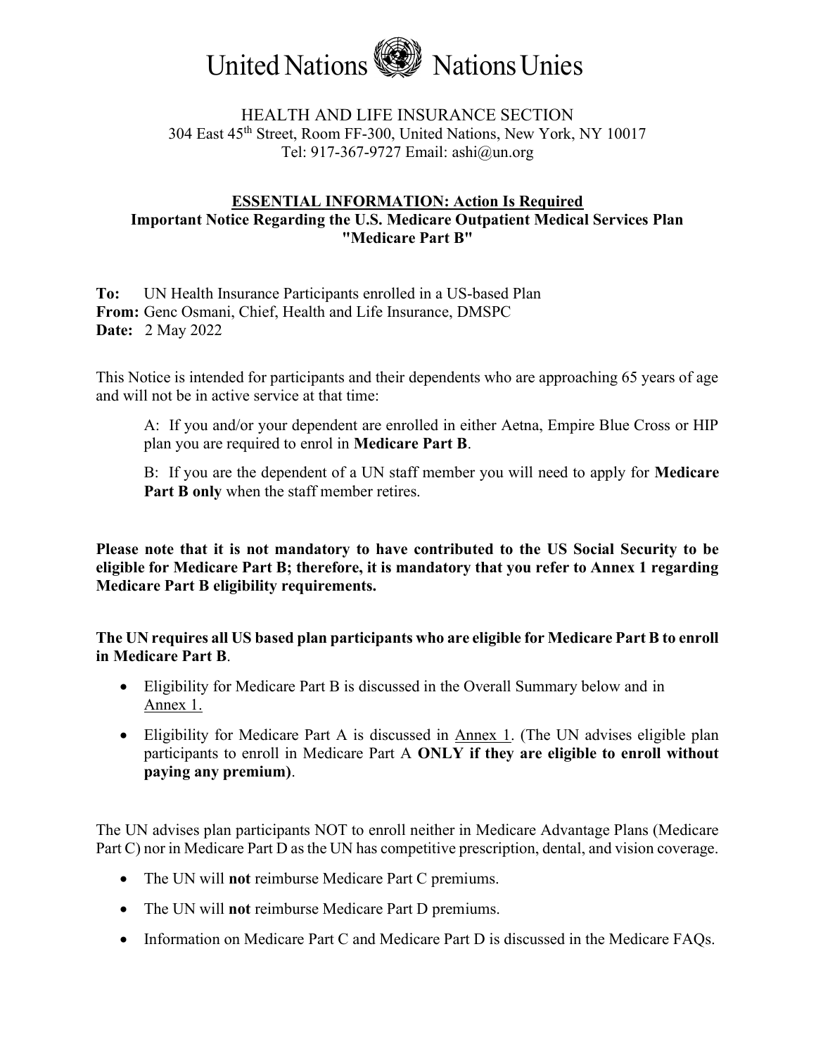# United Nations Nations Unies

HEALTH AND LIFE INSURANCE SECTION
304 East 45th Street, Room FF-300, United Nations, New York, NY 10017
Tel: 917-367-9727 Email: ashi@un.org

## ESSENTIAL INFORMATION: Action Is Required

### Important Notice Regarding the U.S. Medicare Outpatient Medical Services Plan "Medicare Part B"

**To:** UN Health Insurance Participants enrolled in a US-based Plan
**From:** Genc Osmani, Chief, Health and Life Insurance, DMSPC
**Date:** 2 May 2022

This Notice is intended for participants and their dependents who are approaching 65 years of age and will not be in active service at that time:

A: If you and/or your dependent are enrolled in either Aetna, Empire Blue Cross or HIP plan you are required to enrol in **Medicare Part B**.

B: If you are the dependent of a UN staff member you will need to apply for **Medicare Part B only** when the staff member retires.

**Please note that it is not mandatory to have contributed to the US Social Security to be eligible for Medicare Part B; therefore, it is mandatory that you refer to Annex 1 regarding Medicare Part B eligibility requirements.**

**The UN requires all US based plan participants who are eligible for Medicare Part B to enroll in Medicare Part B**.

- Eligibility for Medicare Part B is discussed in the Overall Summary below and in Annex 1.
- Eligibility for Medicare Part A is discussed in Annex 1. (The UN advises eligible plan participants to enroll in Medicare Part A **ONLY if they are eligible to enroll without paying any premium)**.

The UN advises plan participants NOT to enroll neither in Medicare Advantage Plans (Medicare Part C) nor in Medicare Part D as the UN has competitive prescription, dental, and vision coverage.

- The UN will **not** reimburse Medicare Part C premiums.
- The UN will **not** reimburse Medicare Part D premiums.
- Information on Medicare Part C and Medicare Part D is discussed in the Medicare FAQs.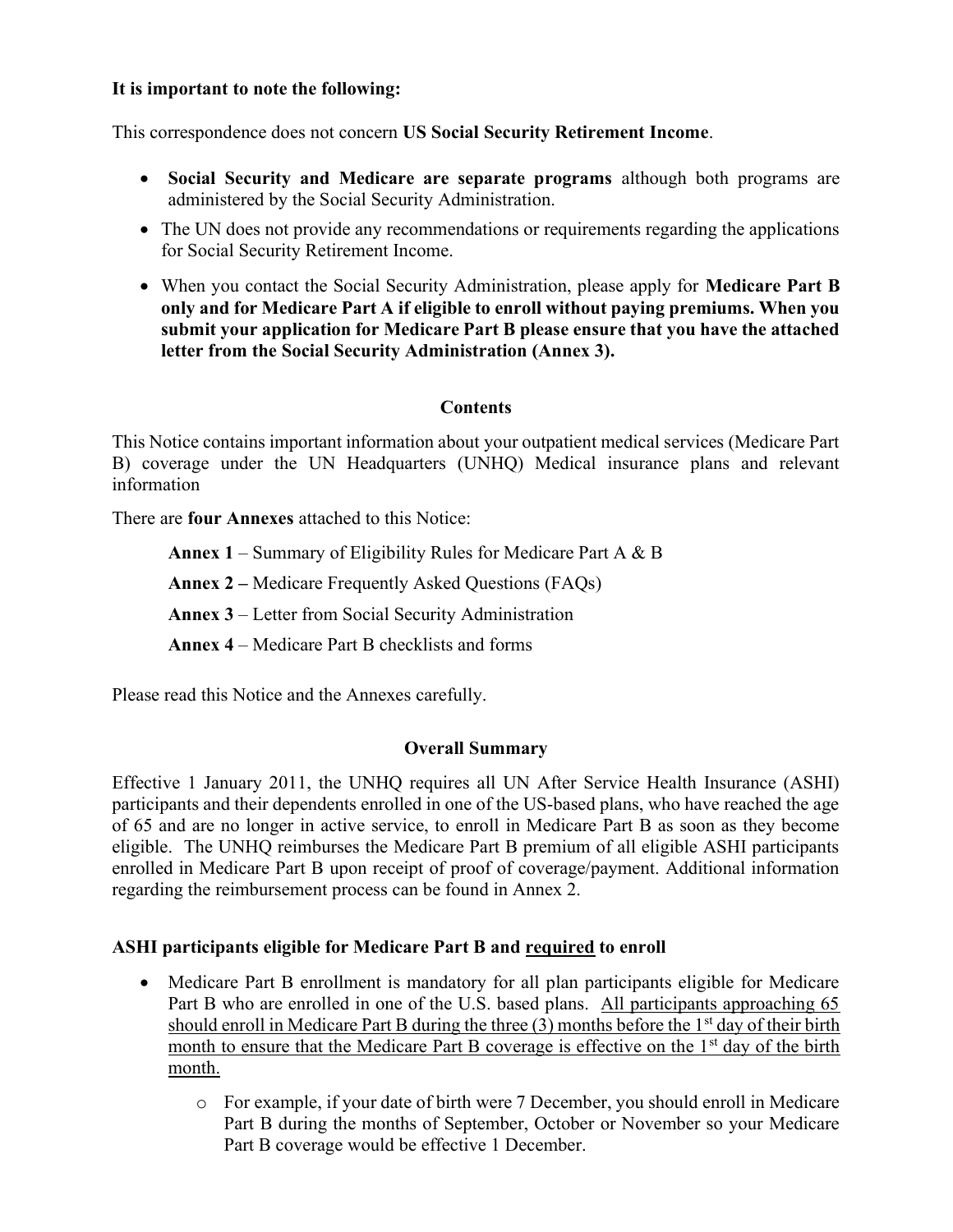**It is important to note the following:**

This correspondence does not concern **US Social Security Retirement Income**.

- **Social Security and Medicare are separate programs** although both programs are administered by the Social Security Administration.
- The UN does not provide any recommendations or requirements regarding the applications for Social Security Retirement Income.
- When you contact the Social Security Administration, please apply for **Medicare Part B only and for Medicare Part A if eligible to enroll without paying premiums. When you submit your application for Medicare Part B please ensure that you have the attached letter from the Social Security Administration (Annex 3).**

**Contents**

This Notice contains important information about your outpatient medical services (Medicare Part B) coverage under the UN Headquarters (UNHQ) Medical insurance plans and relevant information

There are **four Annexes** attached to this Notice:

**Annex 1** – Summary of Eligibility Rules for Medicare Part A & B

**Annex 2 –** Medicare Frequently Asked Questions (FAQs)

**Annex 3** – Letter from Social Security Administration

**Annex 4** – Medicare Part B checklists and forms

Please read this Notice and the Annexes carefully.

**Overall Summary**

Effective 1 January 2011, the UNHQ requires all UN After Service Health Insurance (ASHI) participants and their dependents enrolled in one of the US-based plans, who have reached the age of 65 and are no longer in active service, to enroll in Medicare Part B as soon as they become eligible. The UNHQ reimburses the Medicare Part B premium of all eligible ASHI participants enrolled in Medicare Part B upon receipt of proof of coverage/payment. Additional information regarding the reimbursement process can be found in Annex 2.

**ASHI participants eligible for Medicare Part B and required to enroll**

- Medicare Part B enrollment is mandatory for all plan participants eligible for Medicare Part B who are enrolled in one of the U.S. based plans. All participants approaching 65 should enroll in Medicare Part B during the three (3) months before the 1st day of their birth month to ensure that the Medicare Part B coverage is effective on the 1st day of the birth month.
  - For example, if your date of birth were 7 December, you should enroll in Medicare Part B during the months of September, October or November so your Medicare Part B coverage would be effective 1 December.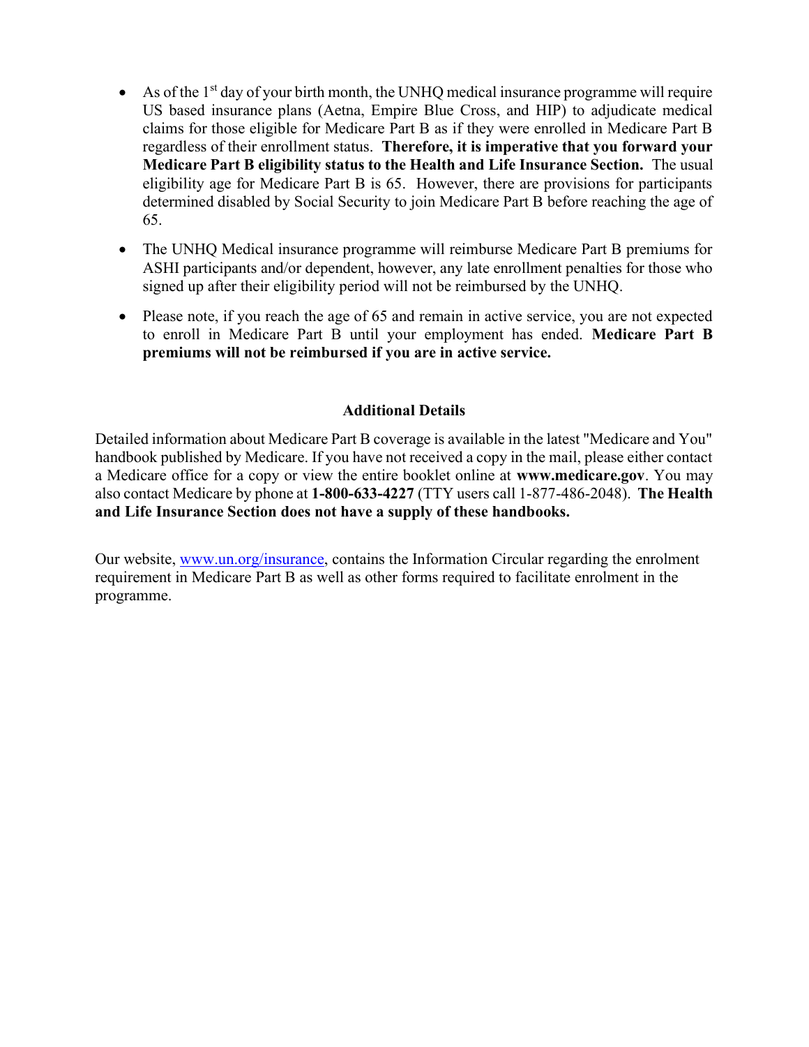- As of the 1st day of your birth month, the UNHQ medical insurance programme will require US based insurance plans (Aetna, Empire Blue Cross, and HIP) to adjudicate medical claims for those eligible for Medicare Part B as if they were enrolled in Medicare Part B regardless of their enrollment status. **Therefore, it is imperative that you forward your Medicare Part B eligibility status to the Health and Life Insurance Section.** The usual eligibility age for Medicare Part B is 65. However, there are provisions for participants determined disabled by Social Security to join Medicare Part B before reaching the age of 65.

- The UNHQ Medical insurance programme will reimburse Medicare Part B premiums for ASHI participants and/or dependent, however, any late enrollment penalties for those who signed up after their eligibility period will not be reimbursed by the UNHQ.

- Please note, if you reach the age of 65 and remain in active service, you are not expected to enroll in Medicare Part B until your employment has ended. **Medicare Part B premiums will not be reimbursed if you are in active service.**

## Additional Details

Detailed information about Medicare Part B coverage is available in the latest "Medicare and You" handbook published by Medicare. If you have not received a copy in the mail, please either contact a Medicare office for a copy or view the entire booklet online at **www.medicare.gov**. You may also contact Medicare by phone at **1-800-633-4227** (TTY users call 1-877-486-2048). **The Health and Life Insurance Section does not have a supply of these handbooks.**

Our website, [www.un.org/insurance](www.un.org/insurance), contains the Information Circular regarding the enrolment requirement in Medicare Part B as well as other forms required to facilitate enrolment in the programme.